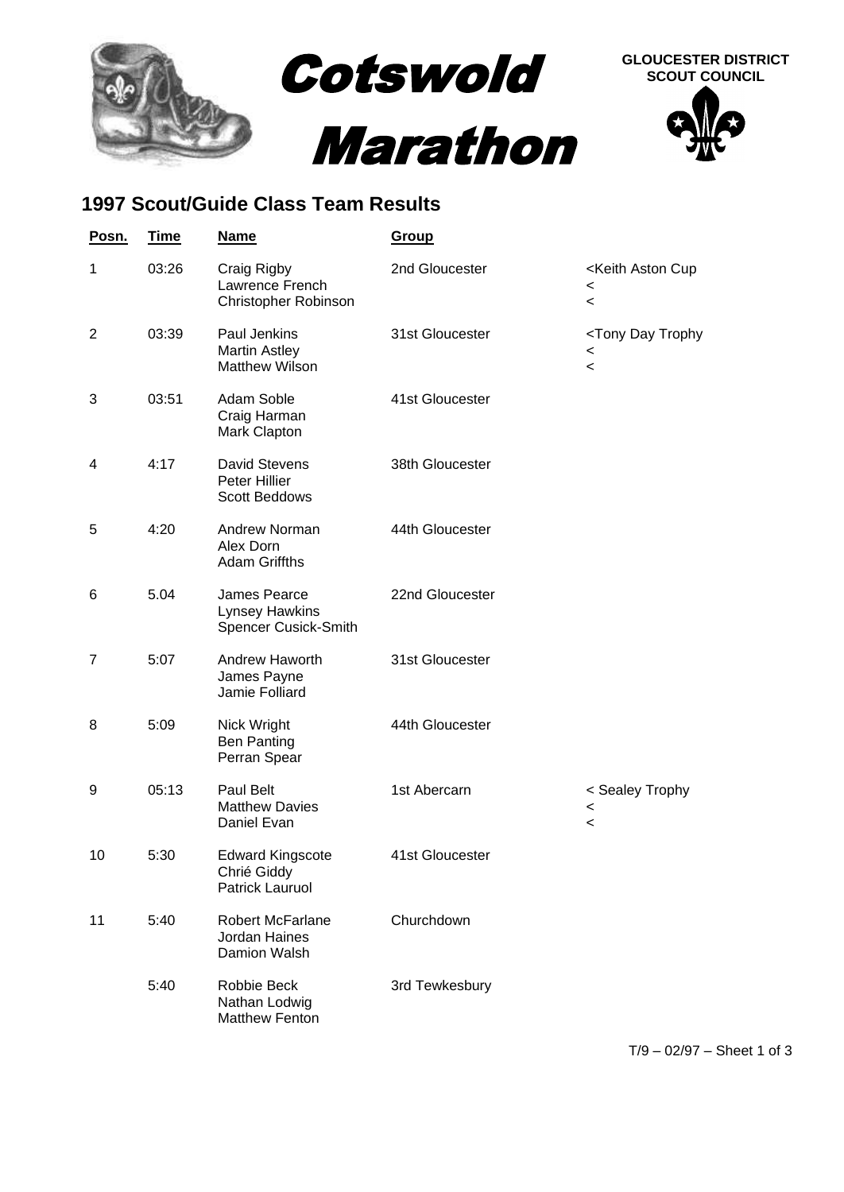# Cotswold Marathon

**GLOUCESTER DISTRICT SCOUT COUNCIL**

## 1997 Scout/Guide Class Team Results

| Posn. | Time | Name | Group | |
|---|---|---|---|---|
| 1 | 03:26 | Craig Rigby<br>Lawrence French<br>Christopher Robinson | 2nd Gloucester | <Keith Aston Cup<br><<br>< |
| 2 | 03:39 | Paul Jenkins<br>Martin Astley<br>Matthew Wilson | 31st Gloucester | <Tony Day Trophy<br><<br>< |
| 3 | 03:51 | Adam Soble<br>Craig Harman<br>Mark Clapton | 41st Gloucester | |
| 4 | 4:17 | David Stevens<br>Peter Hillier<br>Scott Beddows | 38th Gloucester | |
| 5 | 4:20 | Andrew Norman<br>Alex Dorn<br>Adam Griffths | 44th Gloucester | |
| 6 | 5.04 | James Pearce<br>Lynsey Hawkins<br>Spencer Cusick-Smith | 22nd Gloucester | |
| 7 | 5:07 | Andrew Haworth<br>James Payne<br>Jamie Folliard | 31st Gloucester | |
| 8 | 5:09 | Nick Wright<br>Ben Panting<br>Perran Spear | 44th Gloucester | |
| 9 | 05:13 | Paul Belt<br>Matthew Davies<br>Daniel Evan | 1st Abercarn | < Sealey Trophy<br><<br>< |
| 10 | 5:30 | Edward Kingscote<br>Chrié Giddy<br>Patrick Lauruol | 41st Gloucester | |
| 11 | 5:40 | Robert McFarlane<br>Jordan Haines<br>Damion Walsh | Churchdown | |
| | 5:40 | Robbie Beck<br>Nathan Lodwig<br>Matthew Fenton | 3rd Tewkesbury | |

T/9 – 02/97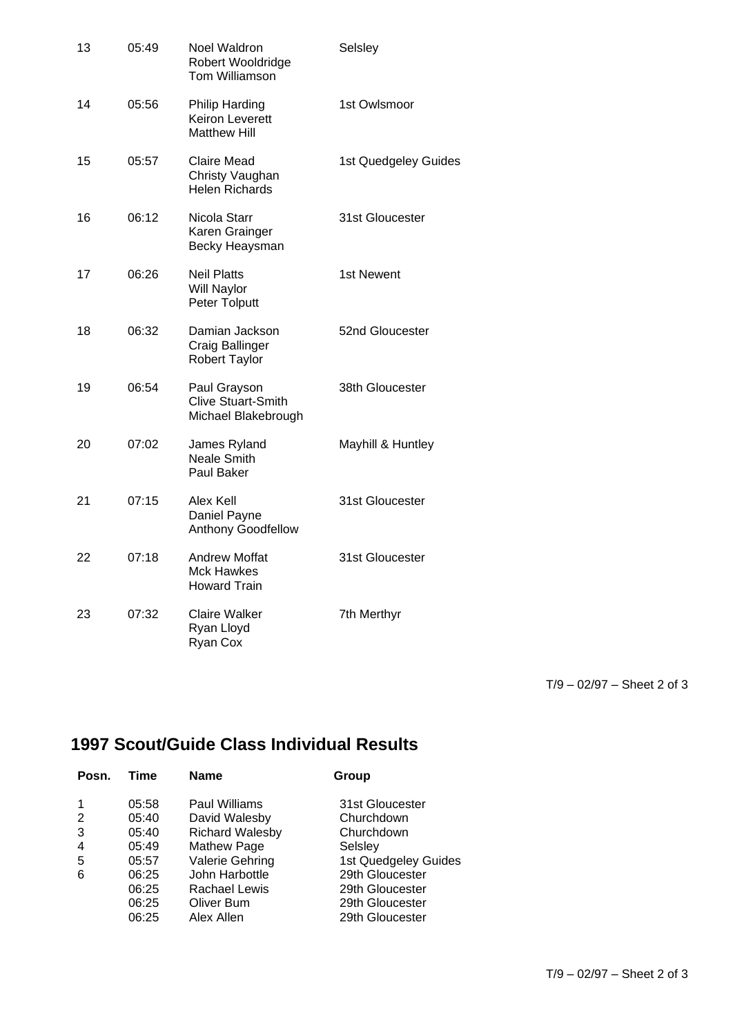| | | | |
|---|---|---|---|
| 13 | 05:49 | Noel Waldron<br>Robert Wooldridge<br>Tom Williamson | Selsley |
| 14 | 05:56 | Philip Harding<br>Keiron Leverett<br>Matthew Hill | 1st Owlsmoor |
| 15 | 05:57 | Claire Mead<br>Christy Vaughan<br>Helen Richards | 1st Quedgeley Guides |
| 16 | 06:12 | Nicola Starr<br>Karen Grainger<br>Becky Heaysman | 31st Gloucester |
| 17 | 06:26 | Neil Platts<br>Will Naylor<br>Peter Tolputt | 1st Newent |
| 18 | 06:32 | Damian Jackson<br>Craig Ballinger<br>Robert Taylor | 52nd Gloucester |
| 19 | 06:54 | Paul Grayson<br>Clive Stuart-Smith<br>Michael Blakebrough | 38th Gloucester |
| 20 | 07:02 | James Ryland<br>Neale Smith<br>Paul Baker | Mayhill & Huntley |
| 21 | 07:15 | Alex Kell<br>Daniel Payne<br>Anthony Goodfellow | 31st Gloucester |
| 22 | 07:18 | Andrew Moffat<br>Mck Hawkes<br>Howard Train | 31st Gloucester |
| 23 | 07:32 | Claire Walker<br>Ryan Lloyd<br>Ryan Cox | 7th Merthyr |

## 1997 Scout/Guide Class Individual Results

| Posn. | Time | Name | Group |
|---|---|---|---|
| 1 | 05:58 | Paul Williams | 31st Gloucester |
| 2 | 05:40 | David Walesby | Churchdown |
| 3 | 05:40 | Richard Walesby | Churchdown |
| 4 | 05:49 | Mathew Page | Selsley |
| 5 | 05:57 | Valerie Gehring | 1st Quedgeley Guides |
| 6 | 06:25 | John Harbottle | 29th Gloucester |
| | 06:25 | Rachael Lewis | 29th Gloucester |
| | 06:25 | Oliver Bum | 29th Gloucester |
| | 06:25 | Alex Allen | 29th Gloucester |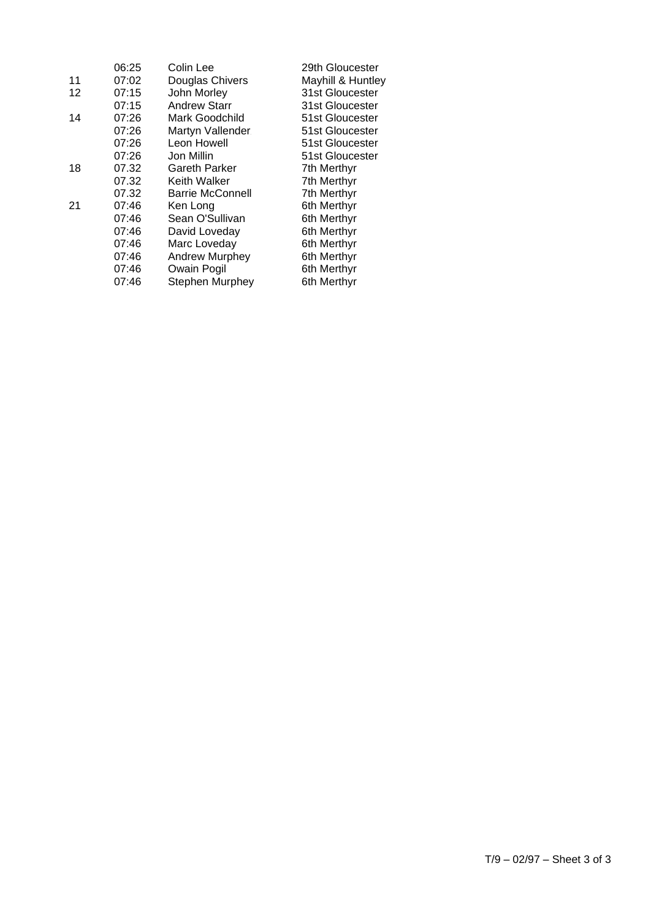| | | | |
|---|---|---|---|
| | 06:25 | Colin Lee | 29th Gloucester |
| 11 | 07:02 | Douglas Chivers | Mayhill & Huntley |
| 12 | 07:15 | John Morley | 31st Gloucester |
| | 07:15 | Andrew Starr | 31st Gloucester |
| 14 | 07:26 | Mark Goodchild | 51st Gloucester |
| | 07:26 | Martyn Vallender | 51st Gloucester |
| | 07:26 | Leon Howell | 51st Gloucester |
| | 07:26 | Jon Millin | 51st Gloucester |
| 18 | 07.32 | Gareth Parker | 7th Merthyr |
| | 07.32 | Keith Walker | 7th Merthyr |
| | 07.32 | Barrie McConnell | 7th Merthyr |
| 21 | 07:46 | Ken Long | 6th Merthyr |
| | 07:46 | Sean O'Sullivan | 6th Merthyr |
| | 07:46 | David Loveday | 6th Merthyr |
| | 07:46 | Marc Loveday | 6th Merthyr |
| | 07:46 | Andrew Murphey | 6th Merthyr |
| | 07:46 | Owain Pogil | 6th Merthyr |
| | 07:46 | Stephen Murphey | 6th Merthyr |

T/9 – 02/97